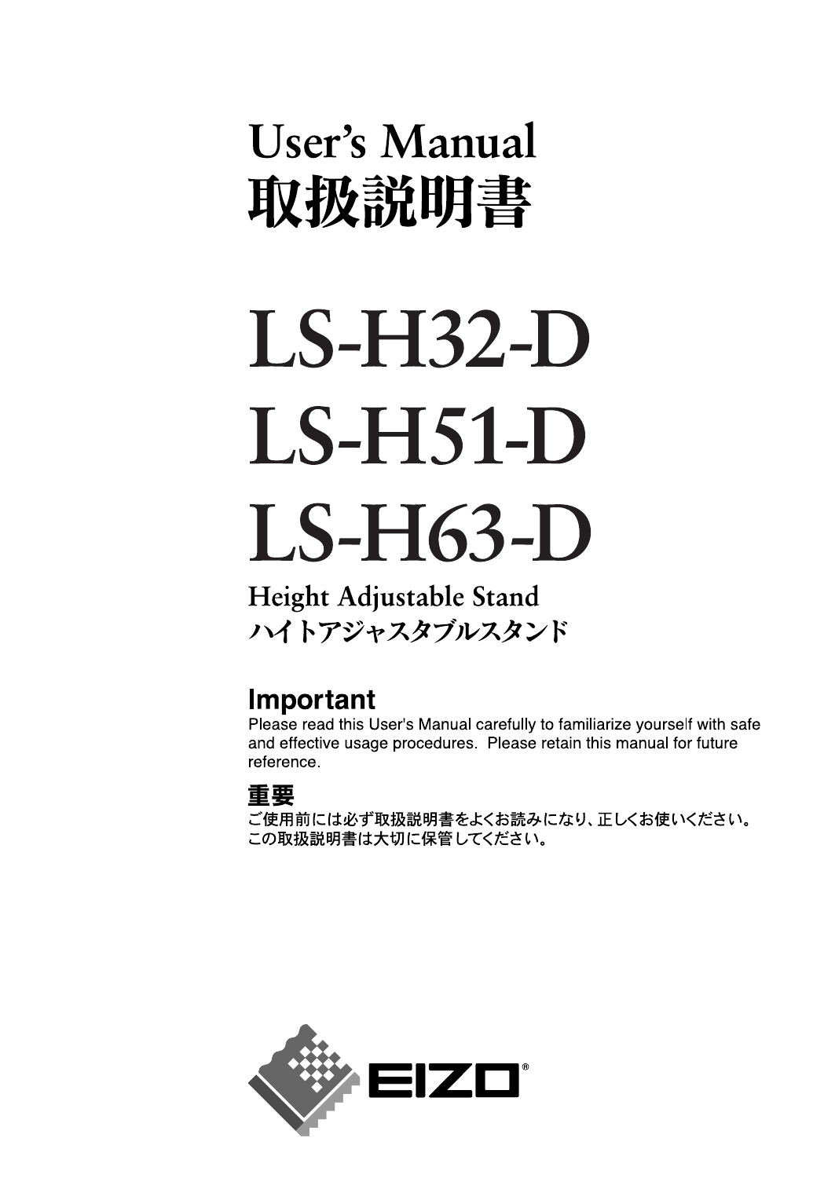# User's Manual
# 取扱説明書

# LS-H32-D
# LS-H51-D
# LS-H63-D

## Height Adjustable Stand
## ハイトアジャスタブルスタンド

### Important

Please read this User's Manual carefully to familiarize yourself with safe and effective usage procedures. Please retain this manual for future reference.

### 重要

ご使用前には必ず取扱説明書をよくお読みになり、正しくお使いください。
この取扱説明書は大切に保管してください。

EIZO®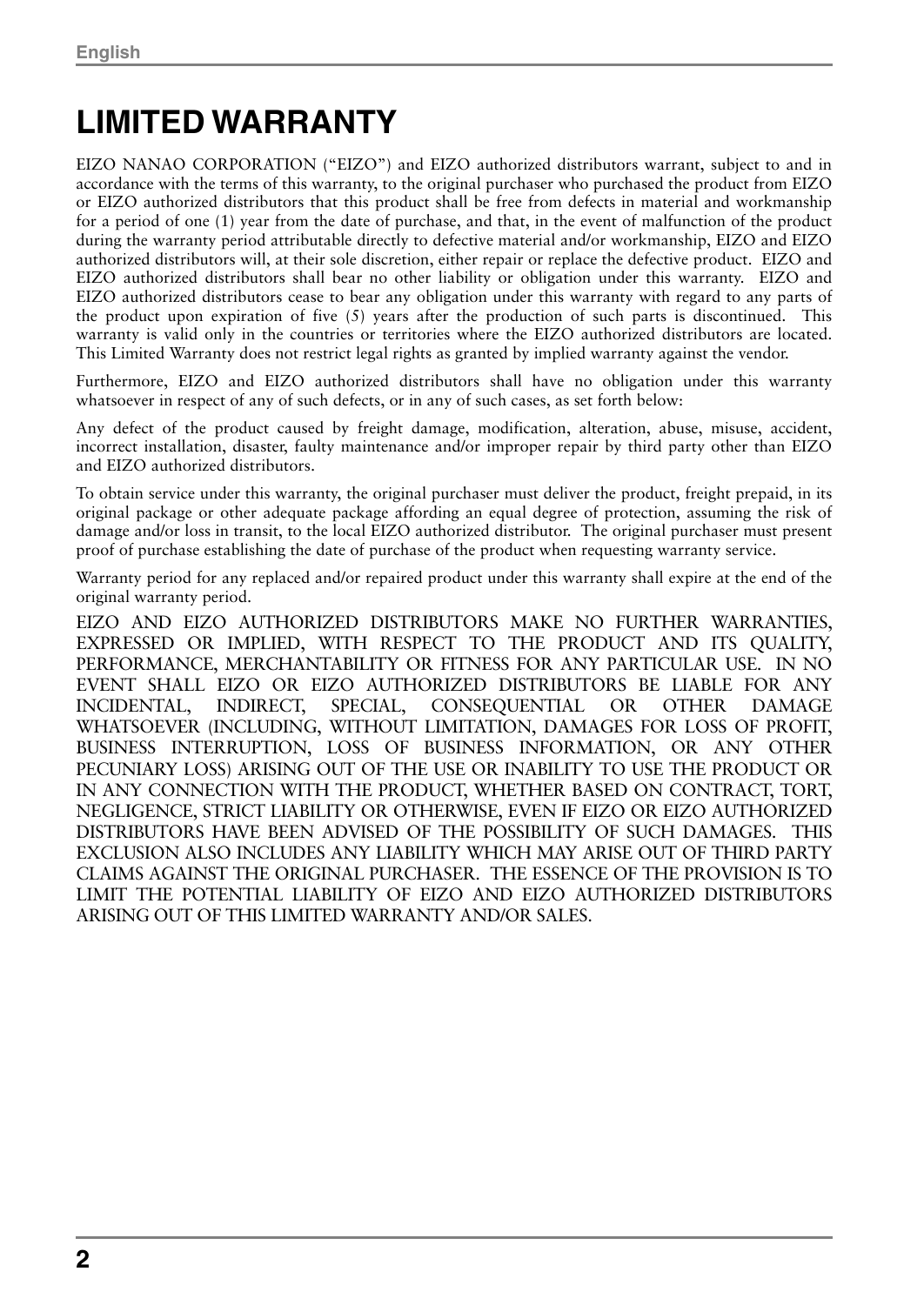# LIMITED WARRANTY

EIZO NANAO CORPORATION ("EIZO") and EIZO authorized distributors warrant, subject to and in accordance with the terms of this warranty, to the original purchaser who purchased the product from EIZO or EIZO authorized distributors that this product shall be free from defects in material and workmanship for a period of one (1) year from the date of purchase, and that, in the event of malfunction of the product during the warranty period attributable directly to defective material and/or workmanship, EIZO and EIZO authorized distributors will, at their sole discretion, either repair or replace the defective product. EIZO and EIZO authorized distributors shall bear no other liability or obligation under this warranty. EIZO and EIZO authorized distributors cease to bear any obligation under this warranty with regard to any parts of the product upon expiration of five (5) years after the production of such parts is discontinued. This warranty is valid only in the countries or territories where the EIZO authorized distributors are located. This Limited Warranty does not restrict legal rights as granted by implied warranty against the vendor.

Furthermore, EIZO and EIZO authorized distributors shall have no obligation under this warranty whatsoever in respect of any of such defects, or in any of such cases, as set forth below:

Any defect of the product caused by freight damage, modification, alteration, abuse, misuse, accident, incorrect installation, disaster, faulty maintenance and/or improper repair by third party other than EIZO and EIZO authorized distributors.

To obtain service under this warranty, the original purchaser must deliver the product, freight prepaid, in its original package or other adequate package affording an equal degree of protection, assuming the risk of damage and/or loss in transit, to the local EIZO authorized distributor. The original purchaser must present proof of purchase establishing the date of purchase of the product when requesting warranty service.

Warranty period for any replaced and/or repaired product under this warranty shall expire at the end of the original warranty period.

EIZO AND EIZO AUTHORIZED DISTRIBUTORS MAKE NO FURTHER WARRANTIES, EXPRESSED OR IMPLIED, WITH RESPECT TO THE PRODUCT AND ITS QUALITY, PERFORMANCE, MERCHANTABILITY OR FITNESS FOR ANY PARTICULAR USE. IN NO EVENT SHALL EIZO OR EIZO AUTHORIZED DISTRIBUTORS BE LIABLE FOR ANY INCIDENTAL, INDIRECT, SPECIAL, CONSEQUENTIAL OR OTHER DAMAGE WHATSOEVER (INCLUDING, WITHOUT LIMITATION, DAMAGES FOR LOSS OF PROFIT, BUSINESS INTERRUPTION, LOSS OF BUSINESS INFORMATION, OR ANY OTHER PECUNIARY LOSS) ARISING OUT OF THE USE OR INABILITY TO USE THE PRODUCT OR IN ANY CONNECTION WITH THE PRODUCT, WHETHER BASED ON CONTRACT, TORT, NEGLIGENCE, STRICT LIABILITY OR OTHERWISE, EVEN IF EIZO OR EIZO AUTHORIZED DISTRIBUTORS HAVE BEEN ADVISED OF THE POSSIBILITY OF SUCH DAMAGES. THIS EXCLUSION ALSO INCLUDES ANY LIABILITY WHICH MAY ARISE OUT OF THIRD PARTY CLAIMS AGAINST THE ORIGINAL PURCHASER. THE ESSENCE OF THE PROVISION IS TO LIMIT THE POTENTIAL LIABILITY OF EIZO AND EIZO AUTHORIZED DISTRIBUTORS ARISING OUT OF THIS LIMITED WARRANTY AND/OR SALES.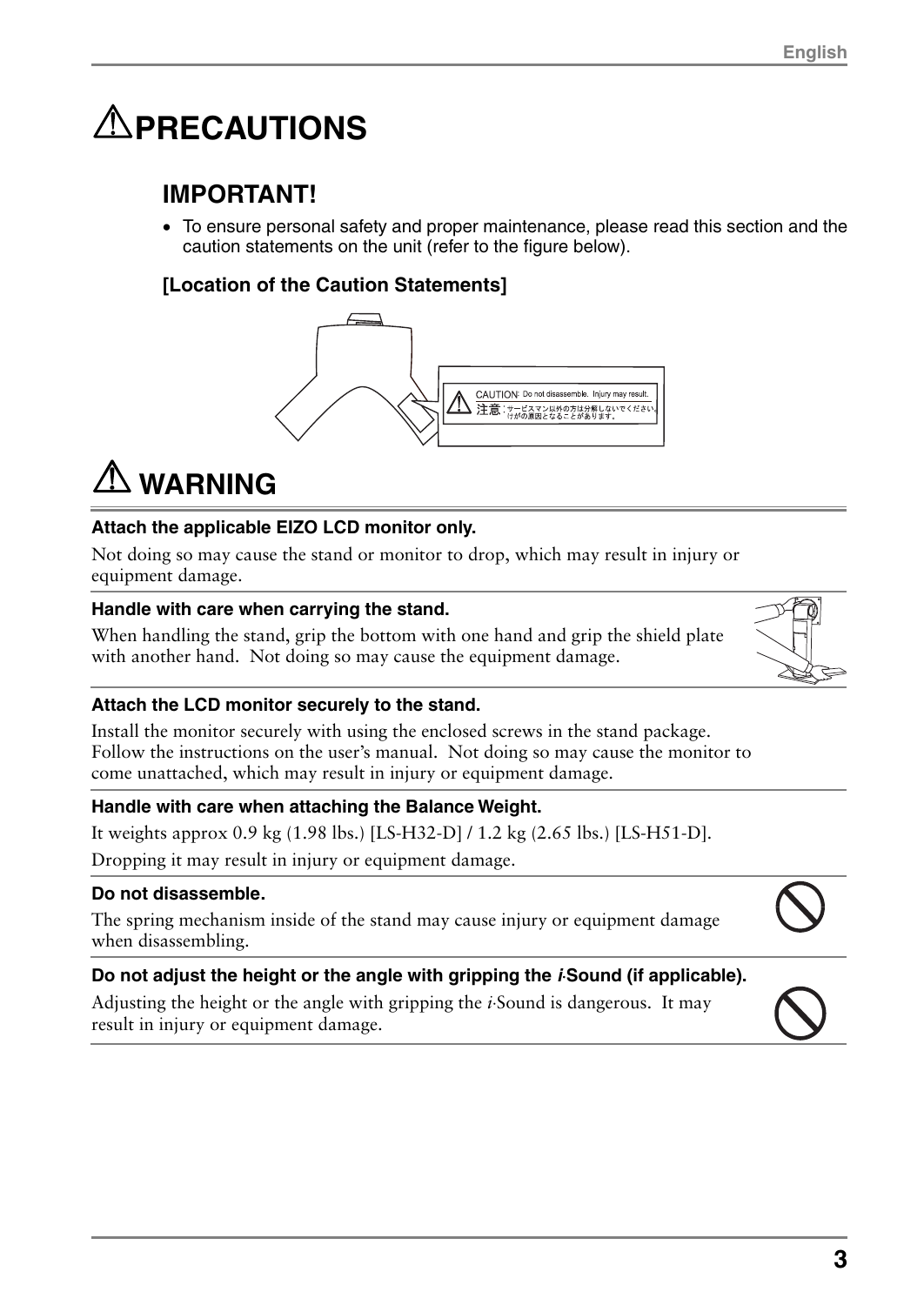# ⚠PRECAUTIONS

## IMPORTANT!

- To ensure personal safety and proper maintenance, please read this section and the caution statements on the unit (refer to the figure below).

### [Location of the Caution Statements]

CAUTION: Do not disassemble. Injury may result.
注意：サービスマン以外の方は分解しないでください。けがの原因となることがあります。

# ⚠ WARNING

**Attach the applicable EIZO LCD monitor only.**

Not doing so may cause the stand or monitor to drop, which may result in injury or equipment damage.

**Handle with care when carrying the stand.**

When handling the stand, grip the bottom with one hand and grip the shield plate with another hand. Not doing so may cause the equipment damage.

**Attach the LCD monitor securely to the stand.**

Install the monitor securely with using the enclosed screws in the stand package. Follow the instructions on the user's manual. Not doing so may cause the monitor to come unattached, which may result in injury or equipment damage.

**Handle with care when attaching the Balance Weight.**

It weights approx 0.9 kg (1.98 lbs.) [LS-H32-D] / 1.2 kg (2.65 lbs.) [LS-H51-D].

Dropping it may result in injury or equipment damage.

**Do not disassemble.**

The spring mechanism inside of the stand may cause injury or equipment damage when disassembling.

**Do not adjust the height or the angle with gripping the *i*·Sound (if applicable).**

Adjusting the height or the angle with gripping the *i*·Sound is dangerous. It may result in injury or equipment damage.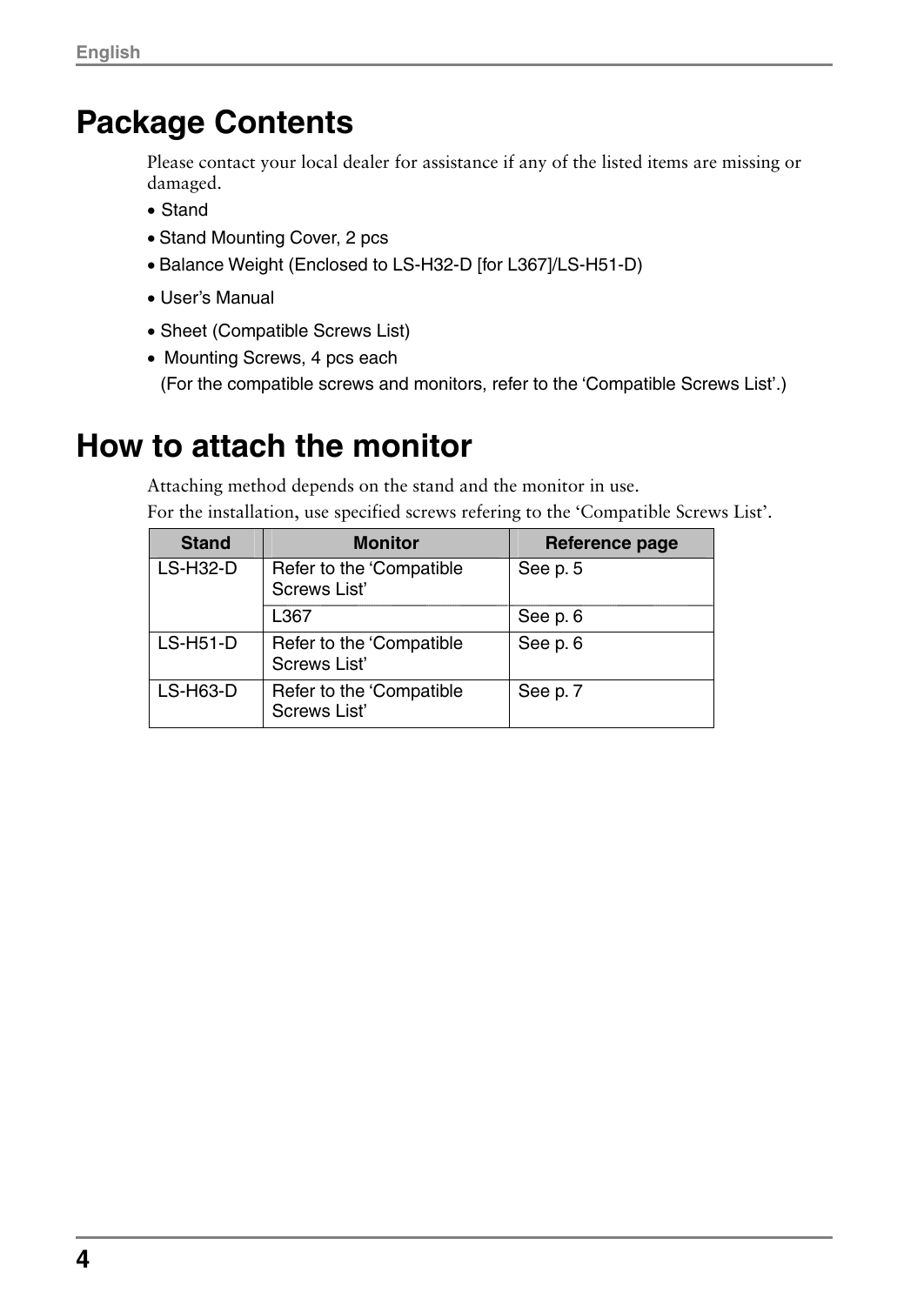# Package Contents

Please contact your local dealer for assistance if any of the listed items are missing or damaged.

- Stand
- Stand Mounting Cover, 2 pcs
- Balance Weight (Enclosed to LS-H32-D [for L367]/LS-H51-D)
- User's Manual
- Sheet (Compatible Screws List)
- Mounting Screws, 4 pcs each
  (For the compatible screws and monitors, refer to the 'Compatible Screws List'.)

# How to attach the monitor

Attaching method depends on the stand and the monitor in use.

For the installation, use specified screws refering to the 'Compatible Screws List'.

| Stand | Monitor | Reference page |
|---|---|---|
| LS-H32-D | Refer to the 'Compatible Screws List' | See p. 5 |
| | L367 | See p. 6 |
| LS-H51-D | Refer to the 'Compatible Screws List' | See p. 6 |
| LS-H63-D | Refer to the 'Compatible Screws List' | See p. 7 |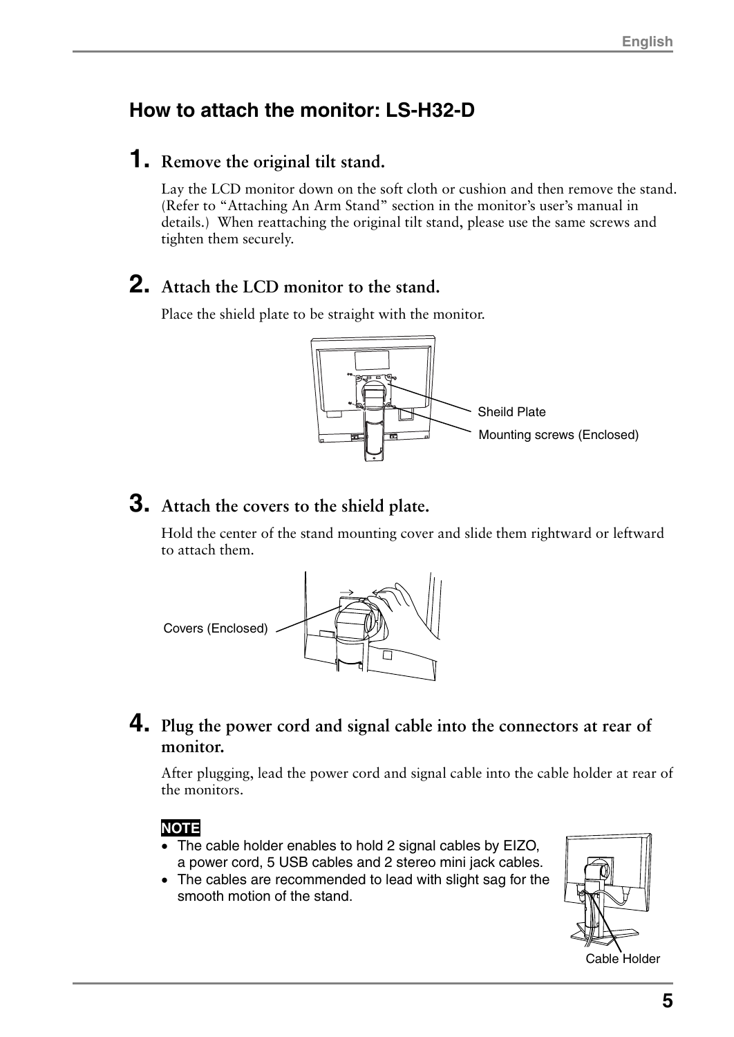## How to attach the monitor: LS-H32-D

### 1. Remove the original tilt stand.

Lay the LCD monitor down on the soft cloth or cushion and then remove the stand. (Refer to "Attaching An Arm Stand" section in the monitor's user's manual in details.) When reattaching the original tilt stand, please use the same screws and tighten them securely.

### 2. Attach the LCD monitor to the stand.

Place the shield plate to be straight with the monitor.

Sheild Plate

Mounting screws (Enclosed)

### 3. Attach the covers to the shield plate.

Hold the center of the stand mounting cover and slide them rightward or leftward to attach them.

Covers (Enclosed)

### 4. Plug the power cord and signal cable into the connectors at rear of monitor.

After plugging, lead the power cord and signal cable into the cable holder at rear of the monitors.

**NOTE**

- The cable holder enables to hold 2 signal cables by EIZO, a power cord, 5 USB cables and 2 stereo mini jack cables.
- The cables are recommended to lead with slight sag for the smooth motion of the stand.

Cable Holder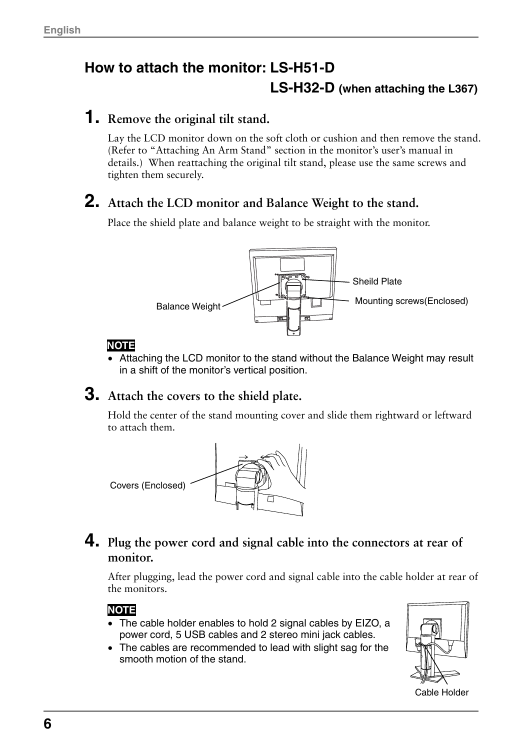## How to attach the monitor: LS-H51-D
## LS-H32-D (when attaching the L367)

**1. Remove the original tilt stand.**

Lay the LCD monitor down on the soft cloth or cushion and then remove the stand. (Refer to “Attaching An Arm Stand” section in the monitor’s user’s manual in details.) When reattaching the original tilt stand, please use the same screws and tighten them securely.

**2. Attach the LCD monitor and Balance Weight to the stand.**

Place the shield plate and balance weight to be straight with the monitor.

Sheild Plate

Balance Weight

Mounting screws(Enclosed)

**NOTE**

- Attaching the LCD monitor to the stand without the Balance Weight may result in a shift of the monitor’s vertical position.

**3. Attach the covers to the shield plate.**

Hold the center of the stand mounting cover and slide them rightward or leftward to attach them.

Covers (Enclosed)

**4. Plug the power cord and signal cable into the connectors at rear of monitor.**

After plugging, lead the power cord and signal cable into the cable holder at rear of the monitors.

**NOTE**

- The cable holder enables to hold 2 signal cables by EIZO, a power cord, 5 USB cables and 2 stereo mini jack cables.
- The cables are recommended to lead with slight sag for the smooth motion of the stand.

Cable Holder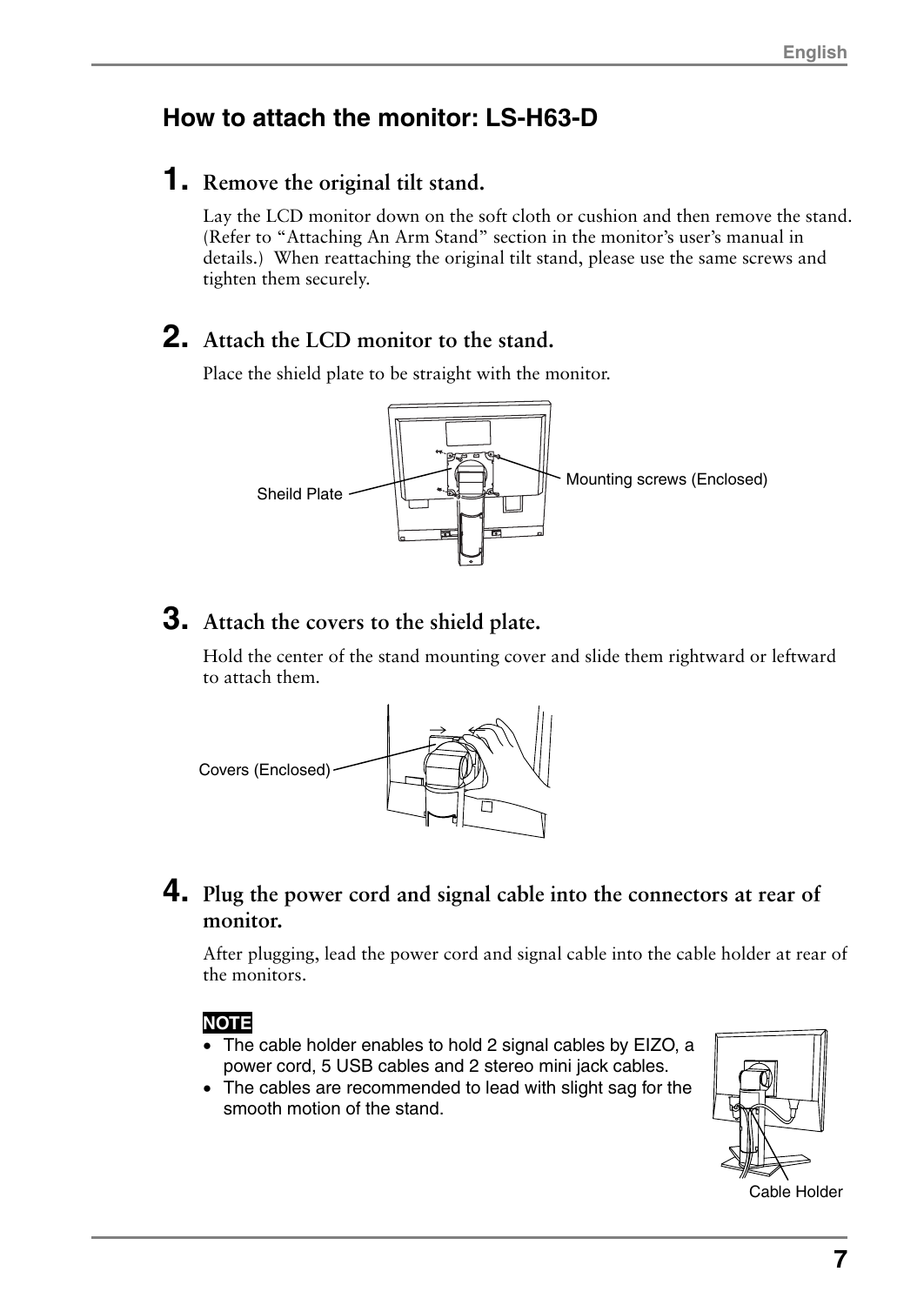## How to attach the monitor: LS-H63-D

**1. Remove the original tilt stand.**

Lay the LCD monitor down on the soft cloth or cushion and then remove the stand. (Refer to "Attaching An Arm Stand" section in the monitor's user's manual in details.) When reattaching the original tilt stand, please use the same screws and tighten them securely.

**2. Attach the LCD monitor to the stand.**

Place the shield plate to be straight with the monitor.

Sheild Plate

Mounting screws (Enclosed)

**3. Attach the covers to the shield plate.**

Hold the center of the stand mounting cover and slide them rightward or leftward to attach them.

Covers (Enclosed)

**4. Plug the power cord and signal cable into the connectors at rear of monitor.**

After plugging, lead the power cord and signal cable into the cable holder at rear of the monitors.

**NOTE**

- The cable holder enables to hold 2 signal cables by EIZO, a power cord, 5 USB cables and 2 stereo mini jack cables.
- The cables are recommended to lead with slight sag for the smooth motion of the stand.

Cable Holder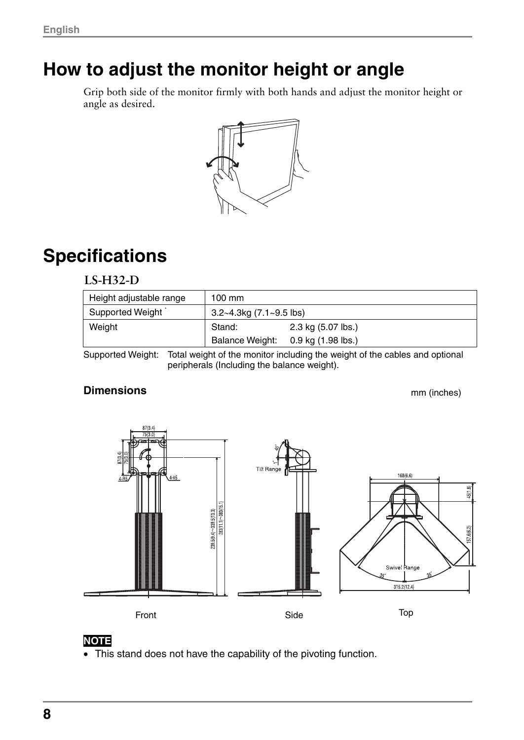# How to adjust the monitor height or angle

Grip both side of the monitor firmly with both hands and adjust the monitor height or angle as desired.

# Specifications

### LS-H32-D

| Height adjustable range | 100 mm |
|---|---|
| Supported Weight * | 3.2~4.3kg (7.1~9.5 lbs) |
| Weight | Stand: 2.3 kg (5.07 lbs.)<br>Balance Weight: 0.9 kg (1.98 lbs.) |

Supported Weight: Total weight of the monitor including the weight of the cables and optional peripherals (Including the balance weight).

**Dimensions**

mm (inches)

Front

Side

Top

**NOTE**

- This stand does not have the capability of the pivoting function.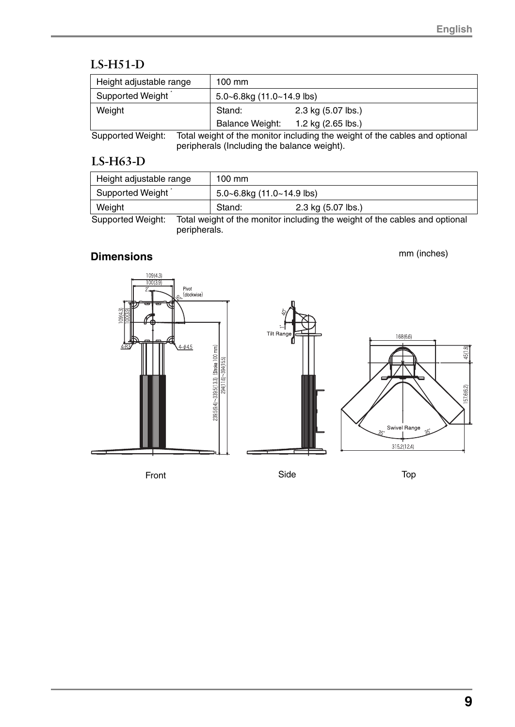## LS-H51-D

| | | |
|---|---|---|
| Height adjustable range | 100 mm | |
| Supported Weight * | 5.0~6.8kg (11.0~14.9 lbs) | |
| Weight | Stand: | 2.3 kg (5.07 lbs.) |
| | Balance Weight: | 1.2 kg (2.65 lbs.) |

Supported Weight: Total weight of the monitor including the weight of the cables and optional peripherals (Including the balance weight).

## LS-H63-D

| | | |
|---|---|---|
| Height adjustable range | 100 mm | |
| Supported Weight * | 5.0~6.8kg (11.0~14.9 lbs) | |
| Weight | Stand: | 2.3 kg (5.07 lbs.) |

Supported Weight: Total weight of the monitor including the weight of the cables and optional peripherals.

### Dimensions

mm (inches)

109(4.3)
100(3.9)
2°
Pivot (clockwise)
92°
109(4.3)
100(3.9)
4-R3
4-ϕ4.5
239.5(9.4)~339.5(13.3) (Stroke 100 mm)
294(11.6)~394(15.5)

40°
1°
Tilt Range

168(6.6)
45(1.8)
157.6(6.2)
Swivel Range
35°
35°
315.2(12.4)

Front

Side

Top